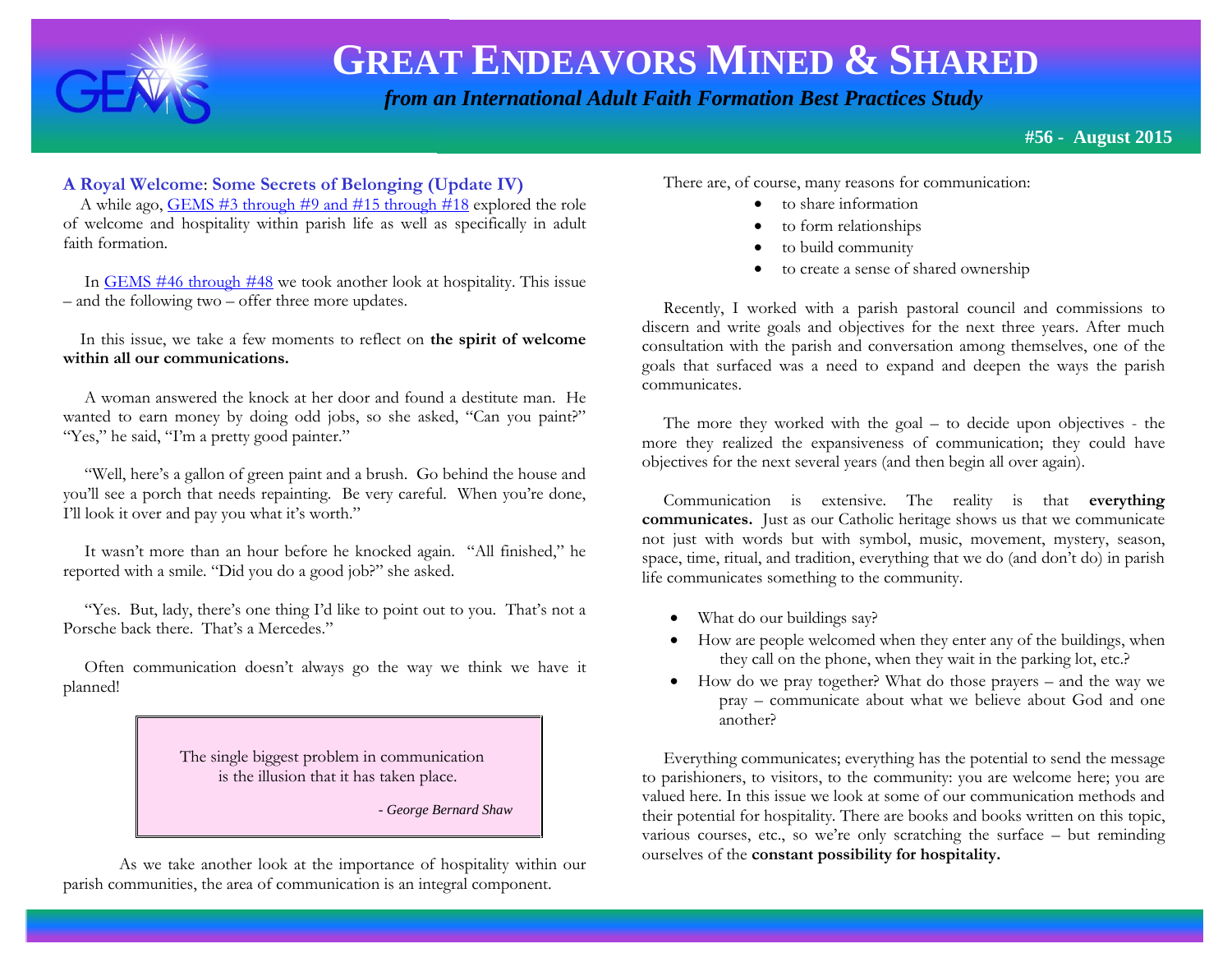# GREAT ENDEAVORS MINED & SHARED

*from an International Adult Faith Formation Best Practices Study*

**#56 - August 2015**

## A Royal Welcome: Some Secrets of Belonging (Update IV)

A while ago, GEMS #3 through #9 and #15 through #18 explored the role of welcome and hospitality within parish life as well as specifically in adult faith formation.

In GEMS #46 through #48 we took another look at hospitality. This issue – and the following two – offer three more updates.

In this issue, we take a few moments to reflect on **the spirit of welcome within all our communications.**

A woman answered the knock at her door and found a destitute man. He wanted to earn money by doing odd jobs, so she asked, "Can you paint?" "Yes," he said, "I'm a pretty good painter."

"Well, here's a gallon of green paint and a brush. Go behind the house and you'll see a porch that needs repainting. Be very careful. When you're done, I'll look it over and pay you what it's worth."

It wasn't more than an hour before he knocked again. "All finished," he reported with a smile. "Did you do a good job?" she asked.

"Yes. But, lady, there's one thing I'd like to point out to you. That's not a Porsche back there. That's a Mercedes."

Often communication doesn't always go the way we think we have it planned!

> The single biggest problem in communication is the illusion that it has taken place.
>
> *- George Bernard Shaw*

As we take another look at the importance of hospitality within our parish communities, the area of communication is an integral component.

There are, of course, many reasons for communication:

- to share information
- to form relationships
- to build community
- to create a sense of shared ownership

Recently, I worked with a parish pastoral council and commissions to discern and write goals and objectives for the next three years. After much consultation with the parish and conversation among themselves, one of the goals that surfaced was a need to expand and deepen the ways the parish communicates.

The more they worked with the goal – to decide upon objectives - the more they realized the expansiveness of communication; they could have objectives for the next several years (and then begin all over again).

Communication is extensive. The reality is that **everything communicates.** Just as our Catholic heritage shows us that we communicate not just with words but with symbol, music, movement, mystery, season, space, time, ritual, and tradition, everything that we do (and don't do) in parish life communicates something to the community.

- What do our buildings say?
- How are people welcomed when they enter any of the buildings, when they call on the phone, when they wait in the parking lot, etc.?
- How do we pray together? What do those prayers – and the way we pray – communicate about what we believe about God and one another?

Everything communicates; everything has the potential to send the message to parishioners, to visitors, to the community: you are welcome here; you are valued here. In this issue we look at some of our communication methods and their potential for hospitality. There are books and books written on this topic, various courses, etc., so we're only scratching the surface – but reminding ourselves of the **constant possibility for hospitality.**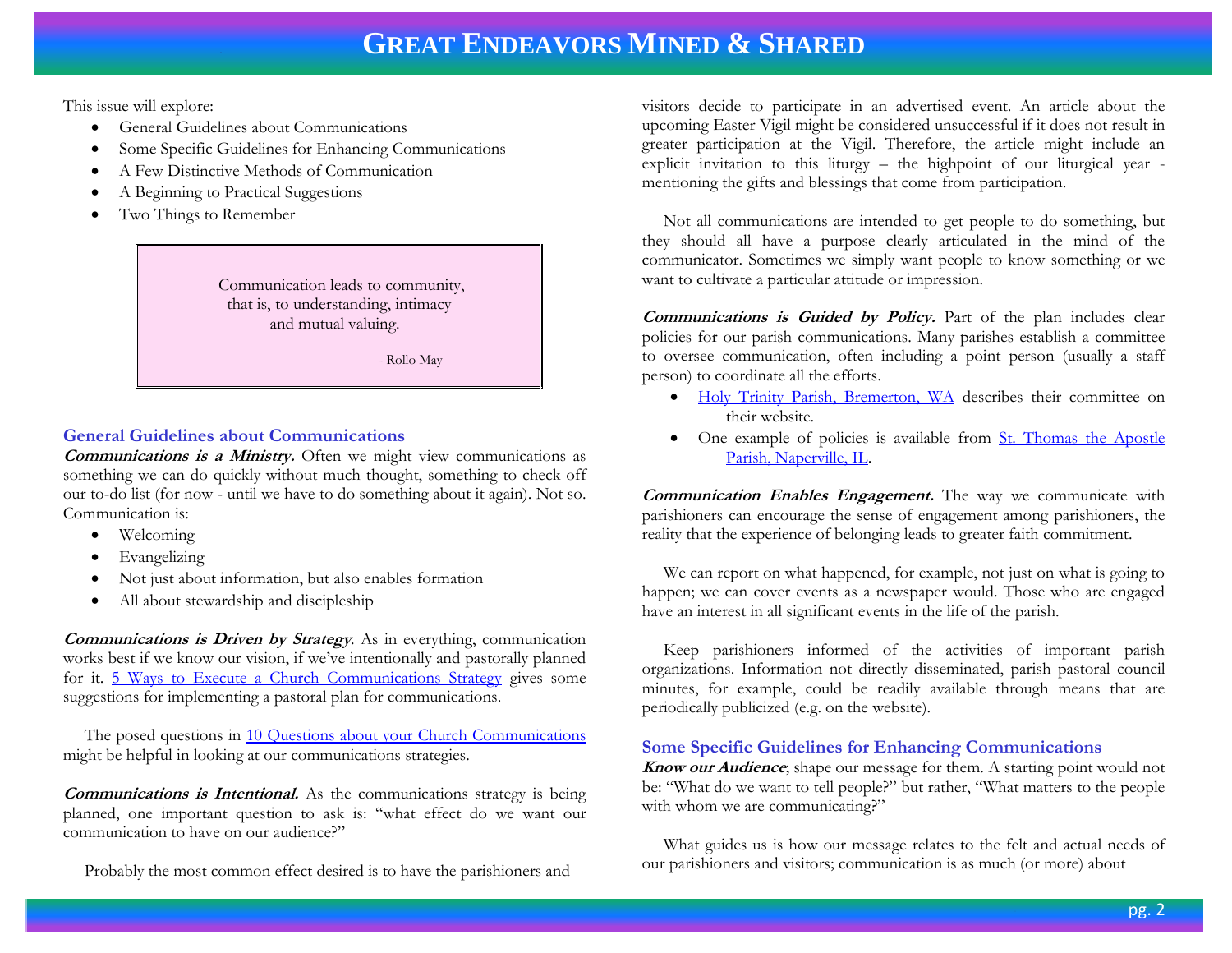This issue will explore:

- General Guidelines about Communications
- Some Specific Guidelines for Enhancing Communications
- A Few Distinctive Methods of Communication
- A Beginning to Practical Suggestions
- Two Things to Remember

> Communication leads to community,
> that is, to understanding, intimacy
> and mutual valuing.
>
> \- Rollo May

## General Guidelines about Communications

***Communications is a Ministry.*** Often we might view communications as something we can do quickly without much thought, something to check off our to-do list (for now - until we have to do something about it again). Not so. Communication is:

- Welcoming
- Evangelizing
- Not just about information, but also enables formation
- All about stewardship and discipleship

***Communications is Driven by Strategy***. As in everything, communication works best if we know our vision, if we've intentionally and pastorally planned for it. [5 Ways to Execute a Church Communications Strategy]() gives some suggestions for implementing a pastoral plan for communications.

The posed questions in [10 Questions about your Church Communications]() might be helpful in looking at our communications strategies.

***Communications is Intentional.*** As the communications strategy is being planned, one important question to ask is: "what effect do we want our communication to have on our audience?"

Probably the most common effect desired is to have the parishioners and visitors decide to participate in an advertised event. An article about the upcoming Easter Vigil might be considered unsuccessful if it does not result in greater participation at the Vigil. Therefore, the article might include an explicit invitation to this liturgy – the highpoint of our liturgical year - mentioning the gifts and blessings that come from participation.

Not all communications are intended to get people to do something, but they should all have a purpose clearly articulated in the mind of the communicator. Sometimes we simply want people to know something or we want to cultivate a particular attitude or impression.

***Communications is Guided by Policy.*** Part of the plan includes clear policies for our parish communications. Many parishes establish a committee to oversee communication, often including a point person (usually a staff person) to coordinate all the efforts.

- [Holy Trinity Parish, Bremerton, WA]() describes their committee on their website.
- One example of policies is available from [St. Thomas the Apostle Parish, Naperville, IL]().

***Communication Enables Engagement.*** The way we communicate with parishioners can encourage the sense of engagement among parishioners, the reality that the experience of belonging leads to greater faith commitment.

We can report on what happened, for example, not just on what is going to happen; we can cover events as a newspaper would. Those who are engaged have an interest in all significant events in the life of the parish.

Keep parishioners informed of the activities of important parish organizations. Information not directly disseminated, parish pastoral council minutes, for example, could be readily available through means that are periodically publicized (e.g. on the website).

## Some Specific Guidelines for Enhancing Communications

***Know our Audience***; shape our message for them. A starting point would not be: "What do we want to tell people?" but rather, "What matters to the people with whom we are communicating?"

What guides us is how our message relates to the felt and actual needs of our parishioners and visitors; communication is as much (or more) about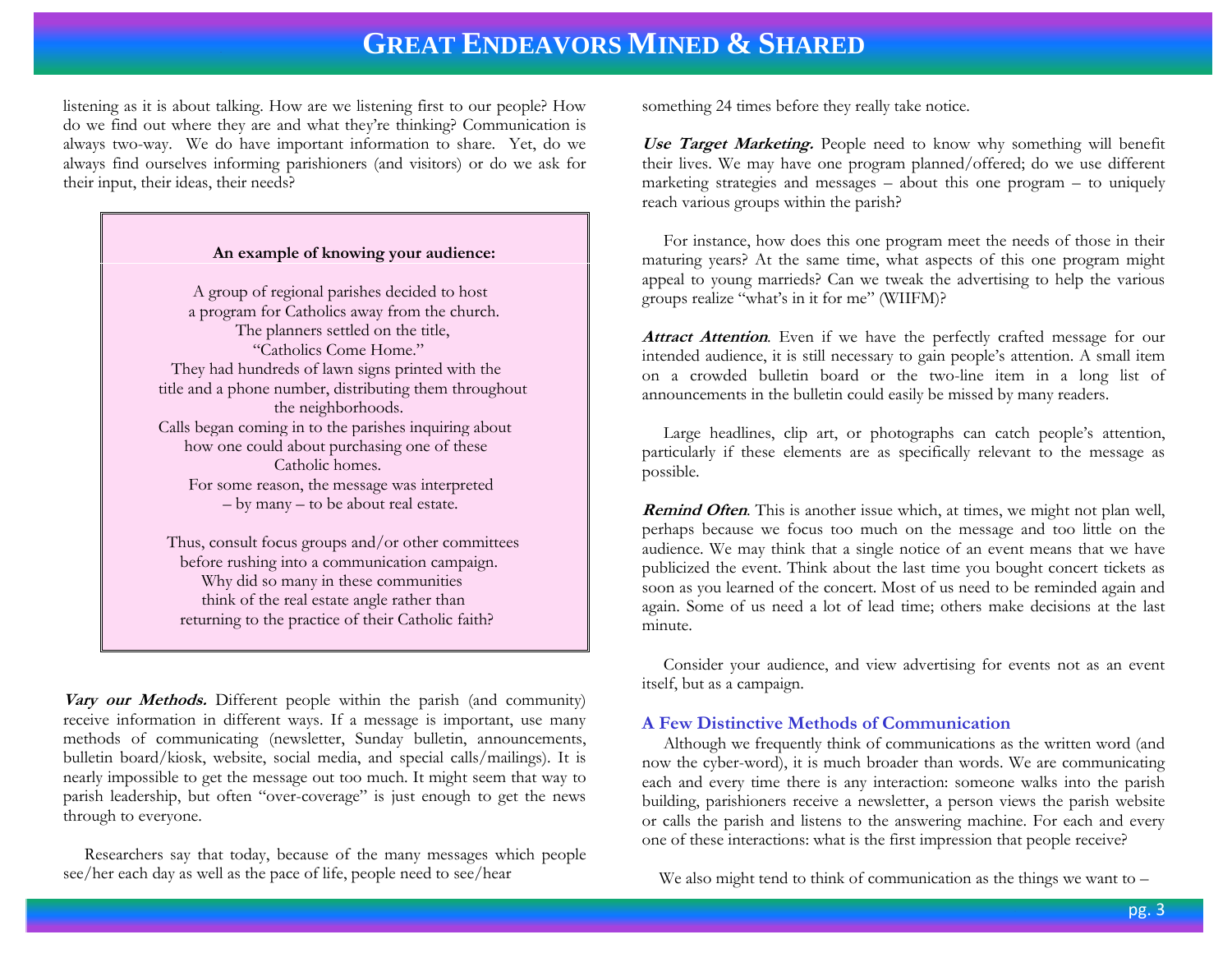listening as it is about talking. How are we listening first to our people? How do we find out where they are and what they're thinking? Communication is always two-way. We do have important information to share. Yet, do we always find ourselves informing parishioners (and visitors) or do we ask for their input, their ideas, their needs?

> **An example of knowing your audience:**
>
> A group of regional parishes decided to host a program for Catholics away from the church. The planners settled on the title, "Catholics Come Home." They had hundreds of lawn signs printed with the title and a phone number, distributing them throughout the neighborhoods. Calls began coming in to the parishes inquiring about how one could about purchasing one of these Catholic homes. For some reason, the message was interpreted – by many – to be about real estate.
>
> Thus, consult focus groups and/or other committees before rushing into a communication campaign. Why did so many in these communities think of the real estate angle rather than returning to the practice of their Catholic faith?

***Vary our Methods.*** Different people within the parish (and community) receive information in different ways. If a message is important, use many methods of communicating (newsletter, Sunday bulletin, announcements, bulletin board/kiosk, website, social media, and special calls/mailings). It is nearly impossible to get the message out too much. It might seem that way to parish leadership, but often "over-coverage" is just enough to get the news through to everyone.

Researchers say that today, because of the many messages which people see/her each day as well as the pace of life, people need to see/hear something 24 times before they really take notice.

***Use Target Marketing.*** People need to know why something will benefit their lives. We may have one program planned/offered; do we use different marketing strategies and messages – about this one program – to uniquely reach various groups within the parish?

For instance, how does this one program meet the needs of those in their maturing years? At the same time, what aspects of this one program might appeal to young marrieds? Can we tweak the advertising to help the various groups realize "what's in it for me" (WIIFM)?

***Attract Attention***. Even if we have the perfectly crafted message for our intended audience, it is still necessary to gain people's attention. A small item on a crowded bulletin board or the two-line item in a long list of announcements in the bulletin could easily be missed by many readers.

Large headlines, clip art, or photographs can catch people's attention, particularly if these elements are as specifically relevant to the message as possible.

***Remind Often***. This is another issue which, at times, we might not plan well, perhaps because we focus too much on the message and too little on the audience. We may think that a single notice of an event means that we have publicized the event. Think about the last time you bought concert tickets as soon as you learned of the concert. Most of us need to be reminded again and again. Some of us need a lot of lead time; others make decisions at the last minute.

Consider your audience, and view advertising for events not as an event itself, but as a campaign.

### A Few Distinctive Methods of Communication

Although we frequently think of communications as the written word (and now the cyber-word), it is much broader than words. We are communicating each and every time there is any interaction: someone walks into the parish building, parishioners receive a newsletter, a person views the parish website or calls the parish and listens to the answering machine. For each and every one of these interactions: what is the first impression that people receive?

We also might tend to think of communication as the things we want to –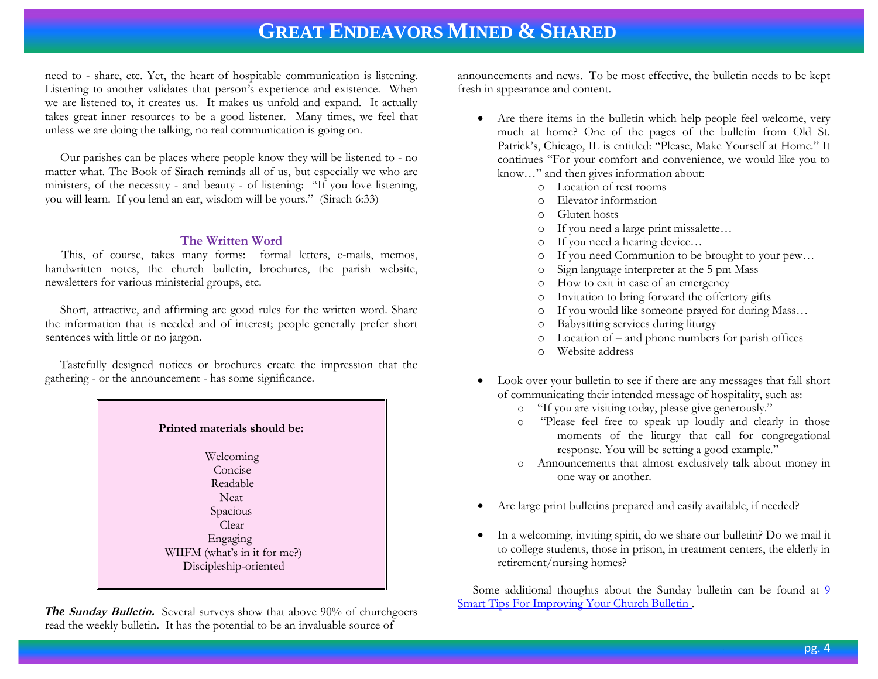need to - share, etc. Yet, the heart of hospitable communication is listening. Listening to another validates that person's experience and existence. When we are listened to, it creates us. It makes us unfold and expand. It actually takes great inner resources to be a good listener. Many times, we feel that unless we are doing the talking, no real communication is going on.

Our parishes can be places where people know they will be listened to - no matter what. The Book of Sirach reminds all of us, but especially we who are ministers, of the necessity - and beauty - of listening: "If you love listening, you will learn. If you lend an ear, wisdom will be yours." (Sirach 6:33)

### The Written Word

This, of course, takes many forms: formal letters, e-mails, memos, handwritten notes, the church bulletin, brochures, the parish website, newsletters for various ministerial groups, etc.

Short, attractive, and affirming are good rules for the written word. Share the information that is needed and of interest; people generally prefer short sentences with little or no jargon.

Tastefully designed notices or brochures create the impression that the gathering - or the announcement - has some significance.

**Printed materials should be:**

Welcoming
Concise
Readable
Neat
Spacious
Clear
Engaging
WIIFM (what's in it for me?)
Discipleship-oriented

***The Sunday Bulletin.*** Several surveys show that above 90% of churchgoers read the weekly bulletin. It has the potential to be an invaluable source of announcements and news. To be most effective, the bulletin needs to be kept fresh in appearance and content.

- Are there items in the bulletin which help people feel welcome, very much at home? One of the pages of the bulletin from Old St. Patrick's, Chicago, IL is entitled: "Please, Make Yourself at Home." It continues "For your comfort and convenience, we would like you to know…" and then gives information about:
    - Location of rest rooms
    - Elevator information
    - Gluten hosts
    - If you need a large print missalette…
    - If you need a hearing device…
    - If you need Communion to be brought to your pew…
    - Sign language interpreter at the 5 pm Mass
    - How to exit in case of an emergency
    - Invitation to bring forward the offertory gifts
    - If you would like someone prayed for during Mass…
    - Babysitting services during liturgy
    - Location of – and phone numbers for parish offices
    - Website address

- Look over your bulletin to see if there are any messages that fall short of communicating their intended message of hospitality, such as:
    - "If you are visiting today, please give generously."
    - "Please feel free to speak up loudly and clearly in those moments of the liturgy that call for congregational response. You will be setting a good example."
    - Announcements that almost exclusively talk about money in one way or another.

- Are large print bulletins prepared and easily available, if needed?

- In a welcoming, inviting spirit, do we share our bulletin? Do we mail it to college students, those in prison, in treatment centers, the elderly in retirement/nursing homes?

Some additional thoughts about the Sunday bulletin can be found at 9 Smart Tips For Improving Your Church Bulletin .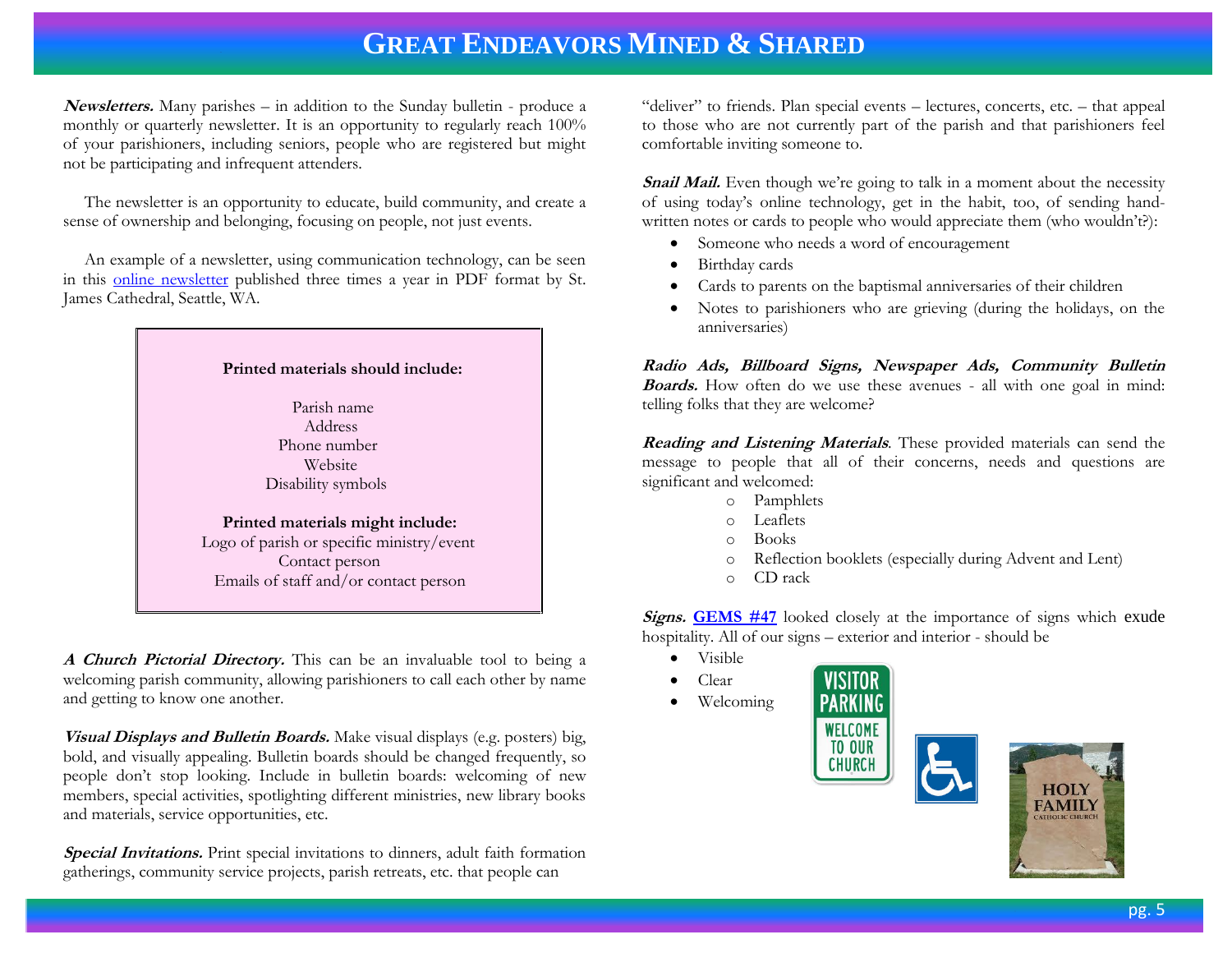**_Newsletters._** Many parishes – in addition to the Sunday bulletin - produce a monthly or quarterly newsletter. It is an opportunity to regularly reach 100% of your parishioners, including seniors, people who are registered but might not be participating and infrequent attenders.

The newsletter is an opportunity to educate, build community, and create a sense of ownership and belonging, focusing on people, not just events.

An example of a newsletter, using communication technology, can be seen in this online newsletter published three times a year in PDF format by St. James Cathedral, Seattle, WA.

> **Printed materials should include:**
>
> Parish name
> Address
> Phone number
> Website
> Disability symbols
>
> **Printed materials might include:**
> Logo of parish or specific ministry/event
> Contact person
> Emails of staff and/or contact person

**_A Church Pictorial Directory._** This can be an invaluable tool to being a welcoming parish community, allowing parishioners to call each other by name and getting to know one another.

**_Visual Displays and Bulletin Boards._** Make visual displays (e.g. posters) big, bold, and visually appealing. Bulletin boards should be changed frequently, so people don't stop looking. Include in bulletin boards: welcoming of new members, special activities, spotlighting different ministries, new library books and materials, service opportunities, etc.

**_Special Invitations._** Print special invitations to dinners, adult faith formation gatherings, community service projects, parish retreats, etc. that people can "deliver" to friends. Plan special events – lectures, concerts, etc. – that appeal to those who are not currently part of the parish and that parishioners feel comfortable inviting someone to.

**_Snail Mail._** Even though we're going to talk in a moment about the necessity of using today's online technology, get in the habit, too, of sending hand-written notes or cards to people who would appreciate them (who wouldn't?):

- Someone who needs a word of encouragement
- Birthday cards
- Cards to parents on the baptismal anniversaries of their children
- Notes to parishioners who are grieving (during the holidays, on the anniversaries)

**_Radio Ads, Billboard Signs, Newspaper Ads, Community Bulletin Boards._** How often do we use these avenues - all with one goal in mind: telling folks that they are welcome?

**_Reading and Listening Materials_**. These provided materials can send the message to people that all of their concerns, needs and questions are significant and welcomed:

- Pamphlets
- Leaflets
- Books
- Reflection booklets (especially during Advent and Lent)
- CD rack

**_Signs._** **GEMS #47** looked closely at the importance of signs which exude hospitality. All of our signs – exterior and interior - should be

- Visible
- Clear
- Welcoming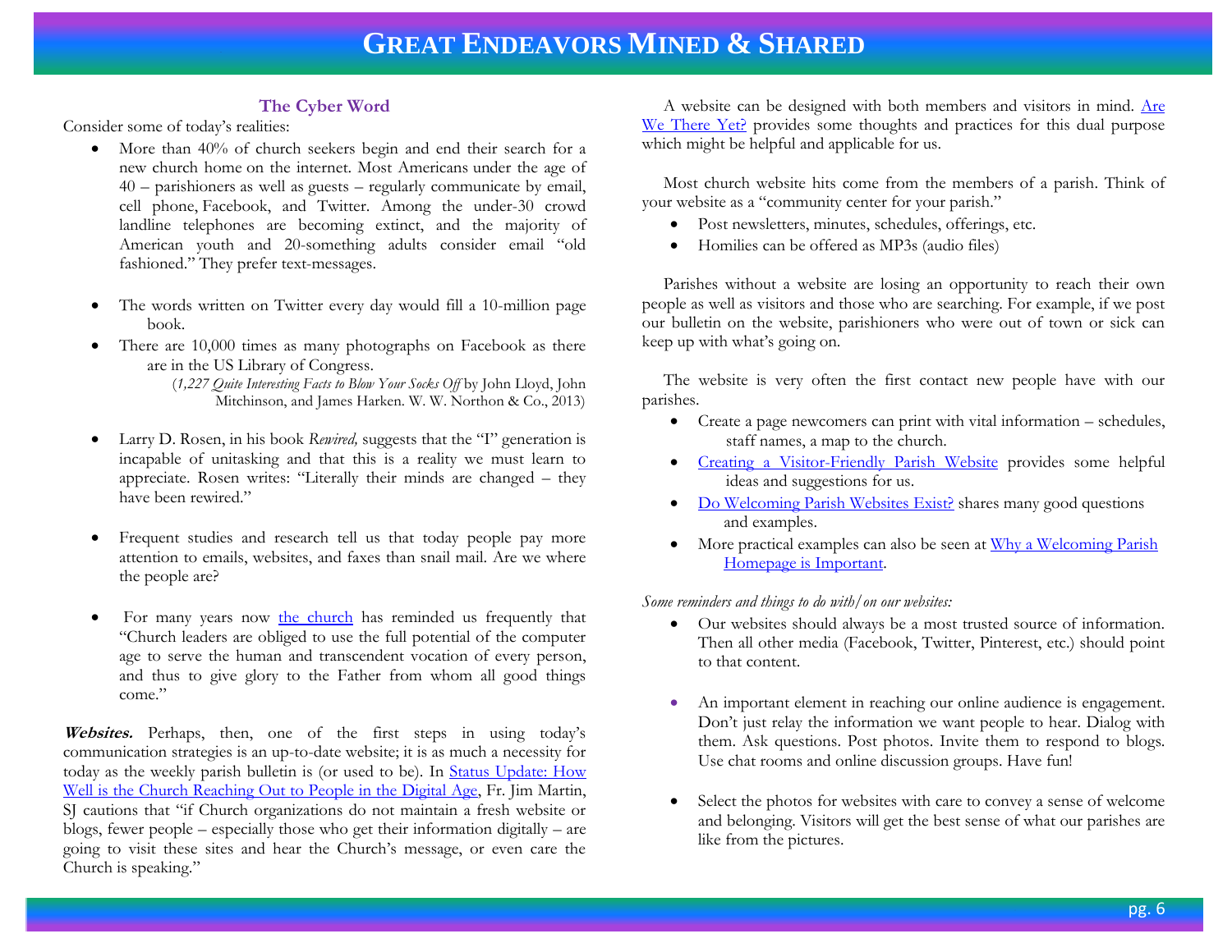### The Cyber Word

Consider some of today's realities:

- More than 40% of church seekers begin and end their search for a new church home on the internet. Most Americans under the age of 40 – parishioners as well as guests – regularly communicate by email, cell phone, Facebook, and Twitter. Among the under-30 crowd landline telephones are becoming extinct, and the majority of American youth and 20-something adults consider email "old fashioned." They prefer text-messages.

- The words written on Twitter every day would fill a 10-million page book.
- There are 10,000 times as many photographs on Facebook as there are in the US Library of Congress.

  (*1,227 Quite Interesting Facts to Blow Your Socks Off* by John Lloyd, John Mitchinson, and James Harken. W. W. Northon & Co., 2013)

- Larry D. Rosen, in his book *Rewired,* suggests that the "I" generation is incapable of unitasking and that this is a reality we must learn to appreciate. Rosen writes: "Literally their minds are changed – they have been rewired."

- Frequent studies and research tell us that today people pay more attention to emails, websites, and faxes than snail mail. Are we where the people are?

- For many years now the church has reminded us frequently that "Church leaders are obliged to use the full potential of the computer age to serve the human and transcendent vocation of every person, and thus to give glory to the Father from whom all good things come."

***Websites.*** Perhaps, then, one of the first steps in using today's communication strategies is an up-to-date website; it is as much a necessity for today as the weekly parish bulletin is (or used to be). In Status Update: How Well is the Church Reaching Out to People in the Digital Age, Fr. Jim Martin, SJ cautions that "if Church organizations do not maintain a fresh website or blogs, fewer people – especially those who get their information digitally – are going to visit these sites and hear the Church's message, or even care the Church is speaking."

A website can be designed with both members and visitors in mind. Are We There Yet? provides some thoughts and practices for this dual purpose which might be helpful and applicable for us.

Most church website hits come from the members of a parish. Think of your website as a "community center for your parish."

- Post newsletters, minutes, schedules, offerings, etc.
- Homilies can be offered as MP3s (audio files)

Parishes without a website are losing an opportunity to reach their own people as well as visitors and those who are searching. For example, if we post our bulletin on the website, parishioners who were out of town or sick can keep up with what's going on.

The website is very often the first contact new people have with our parishes.

- Create a page newcomers can print with vital information – schedules, staff names, a map to the church.
- Creating a Visitor-Friendly Parish Website provides some helpful ideas and suggestions for us.
- Do Welcoming Parish Websites Exist? shares many good questions and examples.
- More practical examples can also be seen at Why a Welcoming Parish Homepage is Important.

*Some reminders and things to do with/on our websites:*

- Our websites should always be a most trusted source of information. Then all other media (Facebook, Twitter, Pinterest, etc.) should point to that content.

- An important element in reaching our online audience is engagement. Don't just relay the information we want people to hear. Dialog with them. Ask questions. Post photos. Invite them to respond to blogs. Use chat rooms and online discussion groups. Have fun!

- Select the photos for websites with care to convey a sense of welcome and belonging. Visitors will get the best sense of what our parishes are like from the pictures.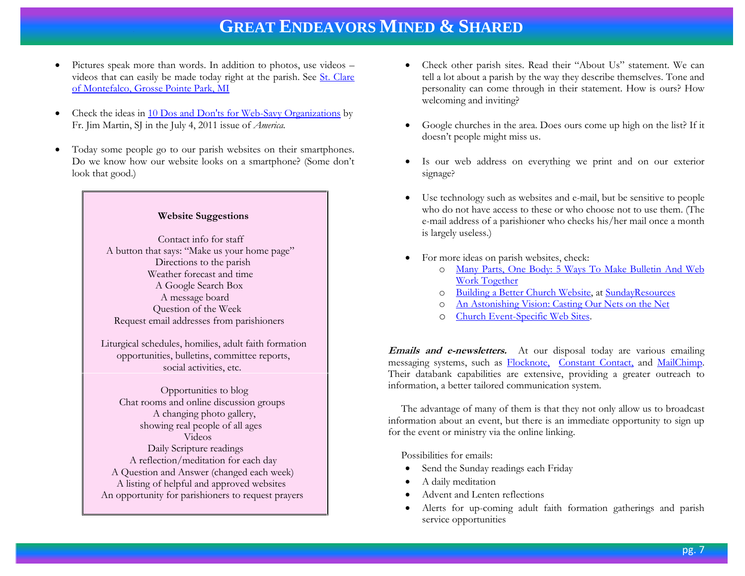- Pictures speak more than words. In addition to photos, use videos – videos that can easily be made today right at the parish. See St. Clare of Montefalco, Grosse Pointe Park, MI

- Check the ideas in 10 Dos and Don'ts for Web-Savy Organizations by Fr. Jim Martin, SJ in the July 4, 2011 issue of *America.*

- Today some people go to our parish websites on their smartphones. Do we know how our website looks on a smartphone? (Some don't look that good.)

> **Website Suggestions**
>
> Contact info for staff
> A button that says: "Make us your home page"
> Directions to the parish
> Weather forecast and time
> A Google Search Box
> A message board
> Question of the Week
> Request email addresses from parishioners
>
> Liturgical schedules, homilies, adult faith formation opportunities, bulletins, committee reports, social activities, etc.
>
> Opportunities to blog
> Chat rooms and online discussion groups
> A changing photo gallery, showing real people of all ages
> Videos
> Daily Scripture readings
> A reflection/meditation for each day
> A Question and Answer (changed each week)
> A listing of helpful and approved websites
> An opportunity for parishioners to request prayers

- Check other parish sites. Read their "About Us" statement. We can tell a lot about a parish by the way they describe themselves. Tone and personality can come through in their statement. How is ours? How welcoming and inviting?

- Google churches in the area. Does ours come up high on the list? If it doesn't people might miss us.

- Is our web address on everything we print and on our exterior signage?

- Use technology such as websites and e-mail, but be sensitive to people who do not have access to these or who choose not to use them. (The e-mail address of a parishioner who checks his/her mail once a month is largely useless.)

- For more ideas on parish websites, check:
  - Many Parts, One Body: 5 Ways To Make Bulletin And Web Work Together
  - Building a Better Church Website, at SundayResources
  - An Astonishing Vision: Casting Our Nets on the Net
  - Church Event-Specific Web Sites.

***Emails and e-newsletters.*** At our disposal today are various emailing messaging systems, such as Flocknote, Constant Contact, and MailChimp. Their databank capabilities are extensive, providing a greater outreach to information, a better tailored communication system.

The advantage of many of them is that they not only allow us to broadcast information about an event, but there is an immediate opportunity to sign up for the event or ministry via the online linking.

Possibilities for emails:

- Send the Sunday readings each Friday
- A daily meditation
- Advent and Lenten reflections
- Alerts for up-coming adult faith formation gatherings and parish service opportunities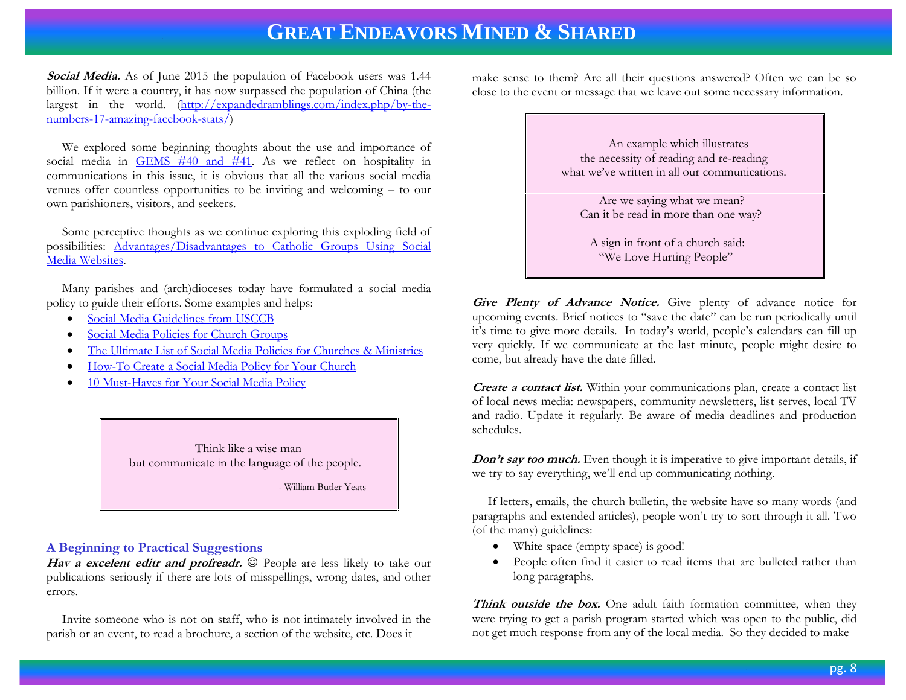***Social Media.*** As of June 2015 the population of Facebook users was 1.44 billion. If it were a country, it has now surpassed the population of China (the largest in the world. (http://expandedramblings.com/index.php/by-the-numbers-17-amazing-facebook-stats/)

We explored some beginning thoughts about the use and importance of social media in GEMS #40 and #41. As we reflect on hospitality in communications in this issue, it is obvious that all the various social media venues offer countless opportunities to be inviting and welcoming – to our own parishioners, visitors, and seekers.

Some perceptive thoughts as we continue exploring this exploding field of possibilities: Advantages/Disadvantages to Catholic Groups Using Social Media Websites.

Many parishes and (arch)dioceses today have formulated a social media policy to guide their efforts. Some examples and helps:

- Social Media Guidelines from USCCB
- Social Media Policies for Church Groups
- The Ultimate List of Social Media Policies for Churches & Ministries
- How-To Create a Social Media Policy for Your Church
- 10 Must-Haves for Your Social Media Policy

> Think like a wise man
> but communicate in the language of the people.
>
> \- William Butler Yeats

### A Beginning to Practical Suggestions

***Hav a excelent editr and profreadr.*** ☺ People are less likely to take our publications seriously if there are lots of misspellings, wrong dates, and other errors.

Invite someone who is not on staff, who is not intimately involved in the parish or an event, to read a brochure, a section of the website, etc. Does it make sense to them? Are all their questions answered? Often we can be so close to the event or message that we leave out some necessary information.

> An example which illustrates
> the necessity of reading and re-reading
> what we've written in all our communications.
>
> Are we saying what we mean?
> Can it be read in more than one way?
>
> A sign in front of a church said:
> "We Love Hurting People"

***Give Plenty of Advance Notice.*** Give plenty of advance notice for upcoming events. Brief notices to "save the date" can be run periodically until it's time to give more details. In today's world, people's calendars can fill up very quickly. If we communicate at the last minute, people might desire to come, but already have the date filled.

***Create a contact list.*** Within your communications plan, create a contact list of local news media: newspapers, community newsletters, list serves, local TV and radio. Update it regularly. Be aware of media deadlines and production schedules.

***Don't say too much.*** Even though it is imperative to give important details, if we try to say everything, we'll end up communicating nothing.

If letters, emails, the church bulletin, the website have so many words (and paragraphs and extended articles), people won't try to sort through it all. Two (of the many) guidelines:

- White space (empty space) is good!
- People often find it easier to read items that are bulleted rather than long paragraphs.

***Think outside the box.*** One adult faith formation committee, when they were trying to get a parish program started which was open to the public, did not get much response from any of the local media. So they decided to make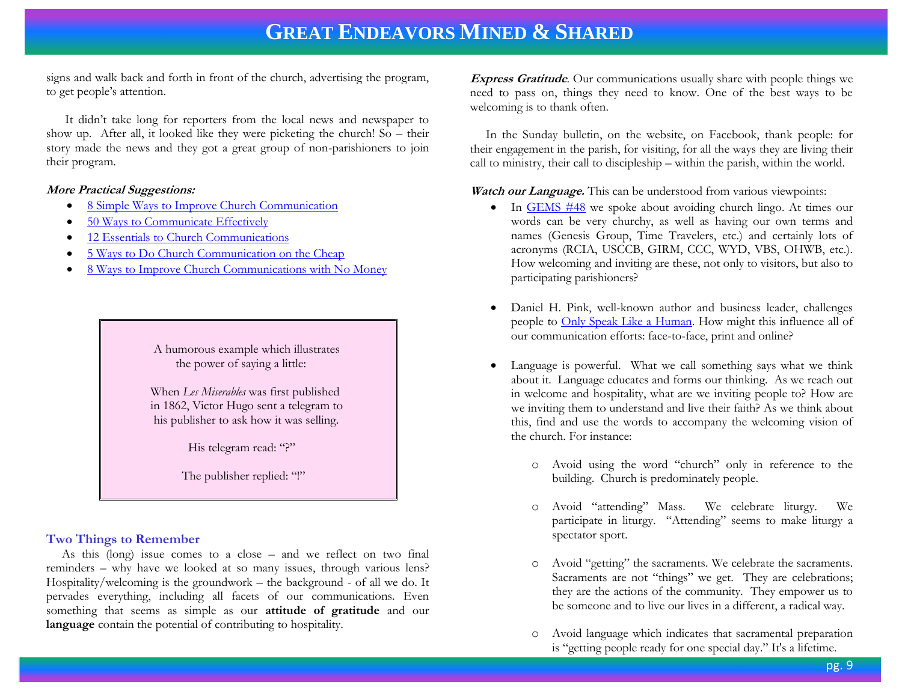signs and walk back and forth in front of the church, advertising the program, to get people's attention.

It didn't take long for reporters from the local news and newspaper to show up. After all, it looked like they were picketing the church! So – their story made the news and they got a great group of non-parishioners to join their program.

***More Practical Suggestions:***

- 8 Simple Ways to Improve Church Communication
- 50 Ways to Communicate Effectively
- 12 Essentials to Church Communications
- 5 Ways to Do Church Communication on the Cheap
- 8 Ways to Improve Church Communications with No Money

> A humorous example which illustrates the power of saying a little:
>
> When *Les Miserables* was first published in 1862, Victor Hugo sent a telegram to his publisher to ask how it was selling.
>
> His telegram read: "?"
>
> The publisher replied: "!"

## Two Things to Remember

As this (long) issue comes to a close – and we reflect on two final reminders – why have we looked at so many issues, through various lens? Hospitality/welcoming is the groundwork – the background - of all we do. It pervades everything, including all facets of our communications. Even something that seems as simple as our **attitude of gratitude** and our **language** contain the potential of contributing to hospitality.

***Express Gratitude***. Our communications usually share with people things we need to pass on, things they need to know. One of the best ways to be welcoming is to thank often.

In the Sunday bulletin, on the website, on Facebook, thank people: for their engagement in the parish, for visiting, for all the ways they are living their call to ministry, their call to discipleship – within the parish, within the world.

***Watch our Language.*** This can be understood from various viewpoints:

- In GEMS #48 we spoke about avoiding church lingo. At times our words can be very churchy, as well as having our own terms and names (Genesis Group, Time Travelers, etc.) and certainly lots of acronyms (RCIA, USCCB, GIRM, CCC, WYD, VBS, OHWB, etc.). How welcoming and inviting are these, not only to visitors, but also to participating parishioners?

- Daniel H. Pink, well-known author and business leader, challenges people to Only Speak Like a Human. How might this influence all of our communication efforts: face-to-face, print and online?

- Language is powerful. What we call something says what we think about it. Language educates and forms our thinking. As we reach out in welcome and hospitality, what are we inviting people to? How are we inviting them to understand and live their faith? As we think about this, find and use the words to accompany the welcoming vision of the church. For instance:

    - Avoid using the word "church" only in reference to the building. Church is predominately people.

    - Avoid "attending" Mass. We celebrate liturgy. We participate in liturgy. "Attending" seems to make liturgy a spectator sport.

    - Avoid "getting" the sacraments. We celebrate the sacraments. Sacraments are not "things" we get. They are celebrations; they are the actions of the community. They empower us to be someone and to live our lives in a different, a radical way.

    - Avoid language which indicates that sacramental preparation is "getting people ready for one special day." It's a lifetime.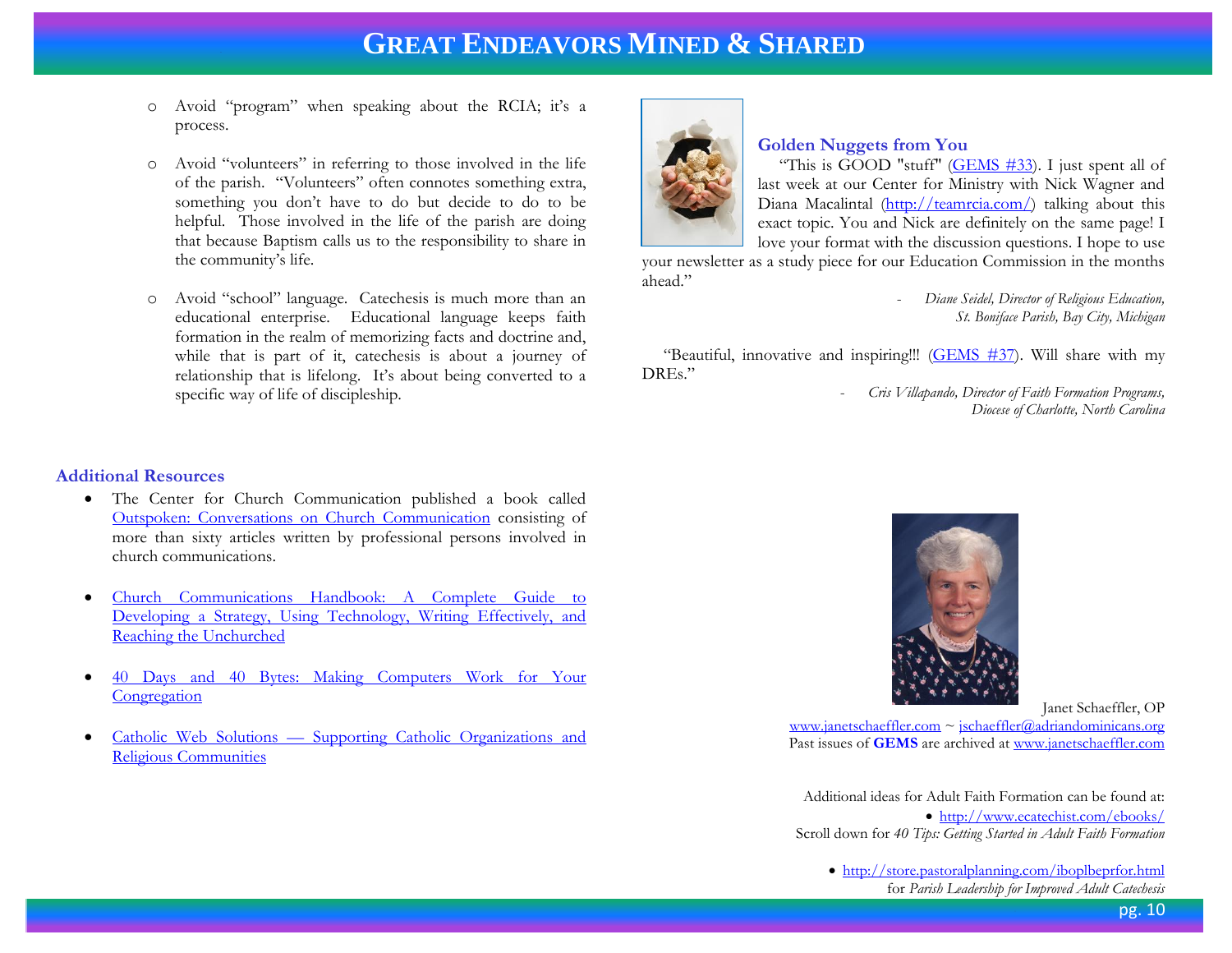- Avoid "program" when speaking about the RCIA; it's a process.

- Avoid "volunteers" in referring to those involved in the life of the parish. "Volunteers" often connotes something extra, something you don't have to do but decide to do to be helpful. Those involved in the life of the parish are doing that because Baptism calls us to the responsibility to share in the community's life.

- Avoid "school" language. Catechesis is much more than an educational enterprise. Educational language keeps faith formation in the realm of memorizing facts and doctrine and, while that is part of it, catechesis is about a journey of relationship that is lifelong. It's about being converted to a specific way of life of discipleship.

### Additional Resources

- The Center for Church Communication published a book called Outspoken: Conversations on Church Communication consisting of more than sixty articles written by professional persons involved in church communications.

- Church Communications Handbook: A Complete Guide to Developing a Strategy, Using Technology, Writing Effectively, and Reaching the Unchurched

- 40 Days and 40 Bytes: Making Computers Work for Your Congregation

- Catholic Web Solutions — Supporting Catholic Organizations and Religious Communities

### Golden Nuggets from You

"This is GOOD "stuff" (GEMS #33). I just spent all of last week at our Center for Ministry with Nick Wagner and Diana Macalintal (http://teamrcia.com/) talking about this exact topic. You and Nick are definitely on the same page! I love your format with the discussion questions. I hope to use your newsletter as a study piece for our Education Commission in the months ahead."

- *Diane Seidel, Director of Religious Education, St. Boniface Parish, Bay City, Michigan*

"Beautiful, innovative and inspiring!!! (GEMS #37). Will share with my DREs."

- *Cris Villapando, Director of Faith Formation Programs, Diocese of Charlotte, North Carolina*

Janet Schaeffler, OP
www.janetschaeffler.com ~ jschaeffler@adriandominicans.org
Past issues of **GEMS** are archived at www.janetschaeffler.com

Additional ideas for Adult Faith Formation can be found at:

- http://www.ecatechist.com/ebooks/

Scroll down for *40 Tips: Getting Started in Adult Faith Formation*

- http://store.pastoralplanning.com/iboplbeprfor.html

for *Parish Leadership for Improved Adult Catechesis*